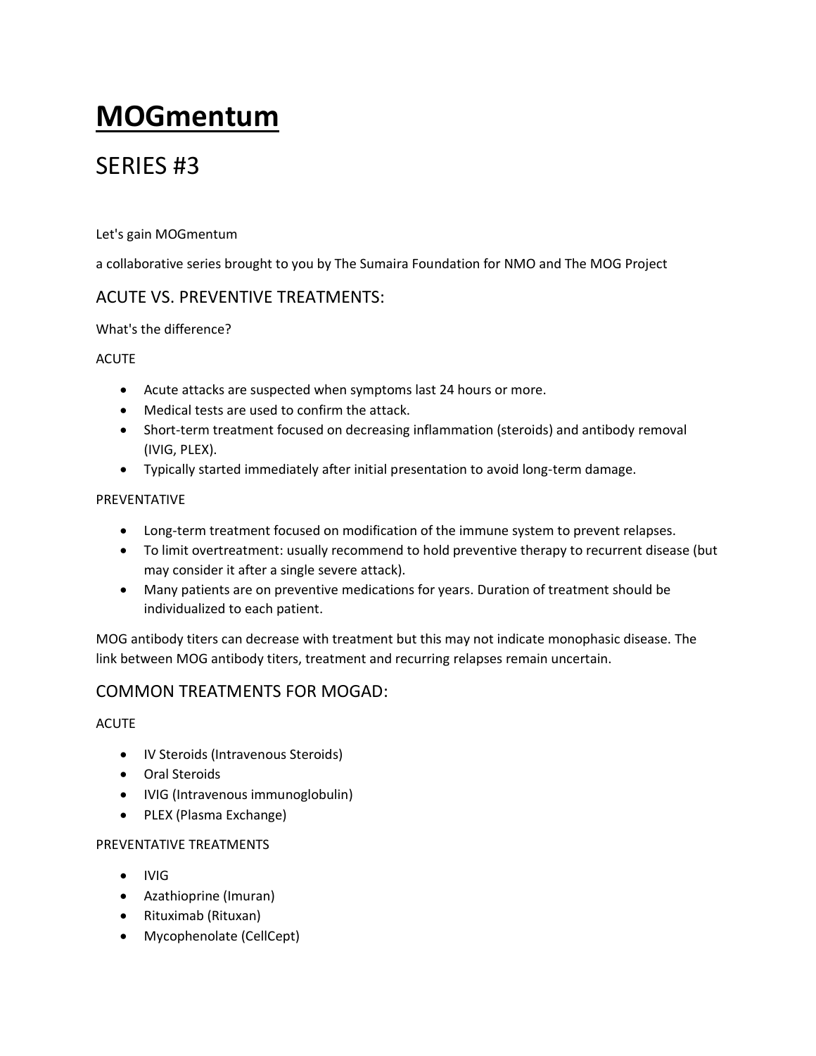# **MOGmentum**

# SERIES #3

Let's gain MOGmentum

a collaborative series brought to you by The Sumaira Foundation for NMO and The MOG Project

## ACUTE VS. PREVENTIVE TREATMENTS:

What's the difference?

ACUTE

- Acute attacks are suspected when symptoms last 24 hours or more.
- Medical tests are used to confirm the attack.
- Short-term treatment focused on decreasing inflammation (steroids) and antibody removal (IVIG, PLEX).
- Typically started immediately after initial presentation to avoid long-term damage.

PREVENTATIVE

- Long-term treatment focused on modification of the immune system to prevent relapses.
- To limit overtreatment: usually recommend to hold preventive therapy to recurrent disease (but may consider it after a single severe attack).
- Many patients are on preventive medications for years. Duration of treatment should be individualized to each patient.

MOG antibody titers can decrease with treatment but this may not indicate monophasic disease. The link between MOG antibody titers, treatment and recurring relapses remain uncertain.

## COMMON TREATMENTS FOR MOGAD:

ACUTE

- IV Steroids (Intravenous Steroids)
- Oral Steroids
- IVIG (Intravenous immunoglobulin)
- PLEX (Plasma Exchange)

PREVENTATIVE TREATMENTS

- IVIG
- Azathioprine (Imuran)
- Rituximab (Rituxan)
- Mycophenolate (CellCept)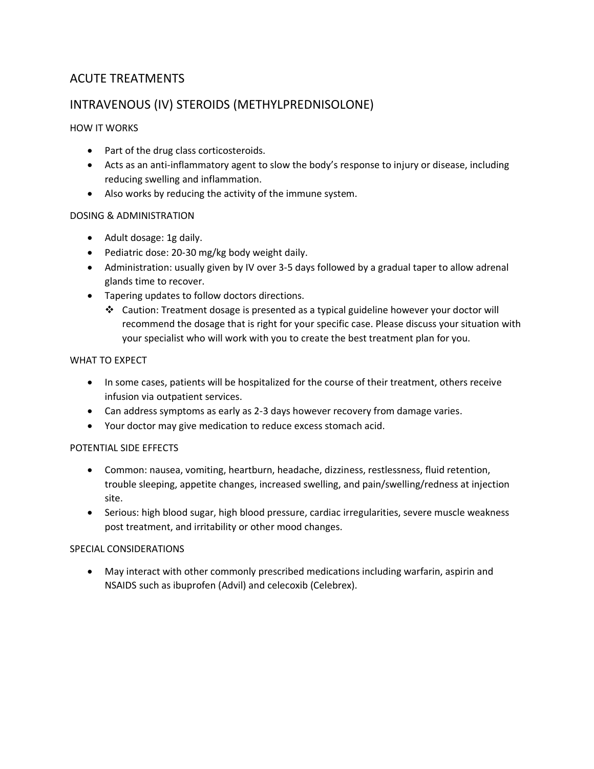# ACUTE TREATMENTS

## INTRAVENOUS (IV) STEROIDS (METHYLPREDNISOLONE)

### HOW IT WORKS

- Part of the drug class corticosteroids.
- Acts as an anti-inflammatory agent to slow the body's response to injury or disease, including reducing swelling and inflammation.
- Also works by reducing the activity of the immune system.

### DOSING & ADMINISTRATION

- Adult dosage: 1g daily.
- Pediatric dose: 20-30 mg/kg body weight daily.
- Administration: usually given by IV over 3-5 days followed by a gradual taper to allow adrenal glands time to recover.
- Tapering updates to follow doctors directions.
  - ❖ Caution: Treatment dosage is presented as a typical guideline however your doctor will recommend the dosage that is right for your specific case. Please discuss your situation with your specialist who will work with you to create the best treatment plan for you.

### WHAT TO EXPECT

- In some cases, patients will be hospitalized for the course of their treatment, others receive infusion via outpatient services.
- Can address symptoms as early as 2-3 days however recovery from damage varies.
- Your doctor may give medication to reduce excess stomach acid.

### POTENTIAL SIDE EFFECTS

- Common: nausea, vomiting, heartburn, headache, dizziness, restlessness, fluid retention, trouble sleeping, appetite changes, increased swelling, and pain/swelling/redness at injection site.
- Serious: high blood sugar, high blood pressure, cardiac irregularities, severe muscle weakness post treatment, and irritability or other mood changes.

### SPECIAL CONSIDERATIONS

- May interact with other commonly prescribed medications including warfarin, aspirin and NSAIDS such as ibuprofen (Advil) and celecoxib (Celebrex).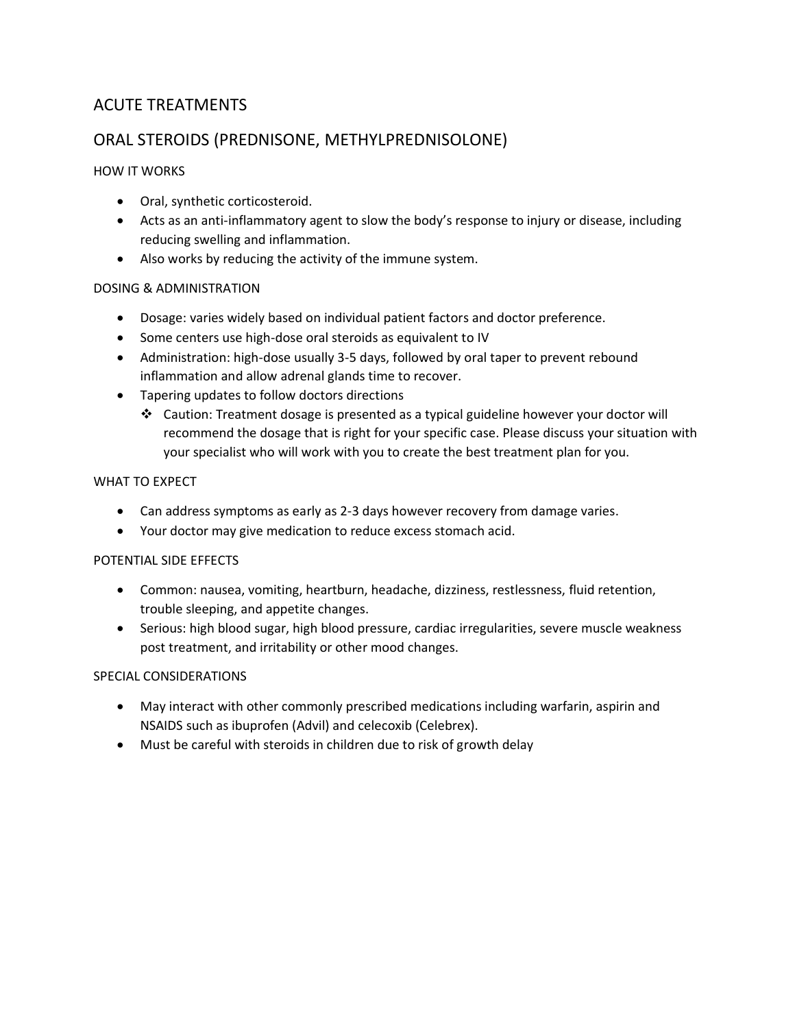# ACUTE TREATMENTS

## ORAL STEROIDS (PREDNISONE, METHYLPREDNISOLONE)

### HOW IT WORKS

- Oral, synthetic corticosteroid.
- Acts as an anti-inflammatory agent to slow the body's response to injury or disease, including reducing swelling and inflammation.
- Also works by reducing the activity of the immune system.

### DOSING & ADMINISTRATION

- Dosage: varies widely based on individual patient factors and doctor preference.
- Some centers use high-dose oral steroids as equivalent to IV
- Administration: high-dose usually 3-5 days, followed by oral taper to prevent rebound inflammation and allow adrenal glands time to recover.
- Tapering updates to follow doctors directions
  - Caution: Treatment dosage is presented as a typical guideline however your doctor will recommend the dosage that is right for your specific case. Please discuss your situation with your specialist who will work with you to create the best treatment plan for you.

### WHAT TO EXPECT

- Can address symptoms as early as 2-3 days however recovery from damage varies.
- Your doctor may give medication to reduce excess stomach acid.

### POTENTIAL SIDE EFFECTS

- Common: nausea, vomiting, heartburn, headache, dizziness, restlessness, fluid retention, trouble sleeping, and appetite changes.
- Serious: high blood sugar, high blood pressure, cardiac irregularities, severe muscle weakness post treatment, and irritability or other mood changes.

### SPECIAL CONSIDERATIONS

- May interact with other commonly prescribed medications including warfarin, aspirin and NSAIDS such as ibuprofen (Advil) and celecoxib (Celebrex).
- Must be careful with steroids in children due to risk of growth delay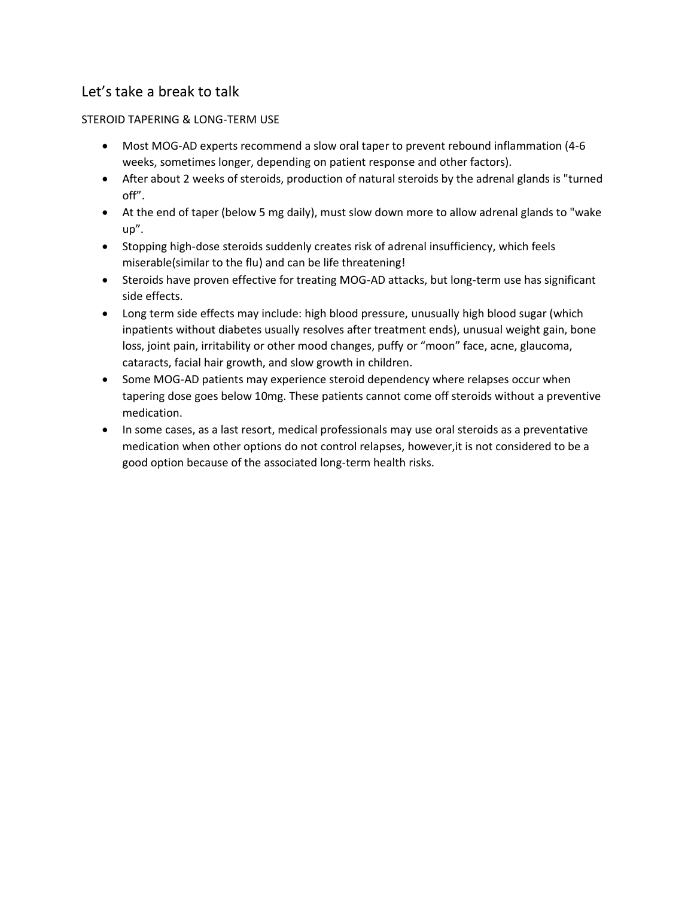## Let’s take a break to talk

STEROID TAPERING & LONG-TERM USE

- Most MOG-AD experts recommend a slow oral taper to prevent rebound inflammation (4-6 weeks, sometimes longer, depending on patient response and other factors).
- After about 2 weeks of steroids, production of natural steroids by the adrenal glands is "turned off”.
- At the end of taper (below 5 mg daily), must slow down more to allow adrenal glands to "wake up”.
- Stopping high-dose steroids suddenly creates risk of adrenal insufficiency, which feels miserable(similar to the flu) and can be life threatening!
- Steroids have proven effective for treating MOG-AD attacks, but long-term use has significant side effects.
- Long term side effects may include: high blood pressure, unusually high blood sugar (which inpatients without diabetes usually resolves after treatment ends), unusual weight gain, bone loss, joint pain, irritability or other mood changes, puffy or “moon” face, acne, glaucoma, cataracts, facial hair growth, and slow growth in children.
- Some MOG-AD patients may experience steroid dependency where relapses occur when tapering dose goes below 10mg. These patients cannot come off steroids without a preventive medication.
- In some cases, as a last resort, medical professionals may use oral steroids as a preventative medication when other options do not control relapses, however,it is not considered to be a good option because of the associated long-term health risks.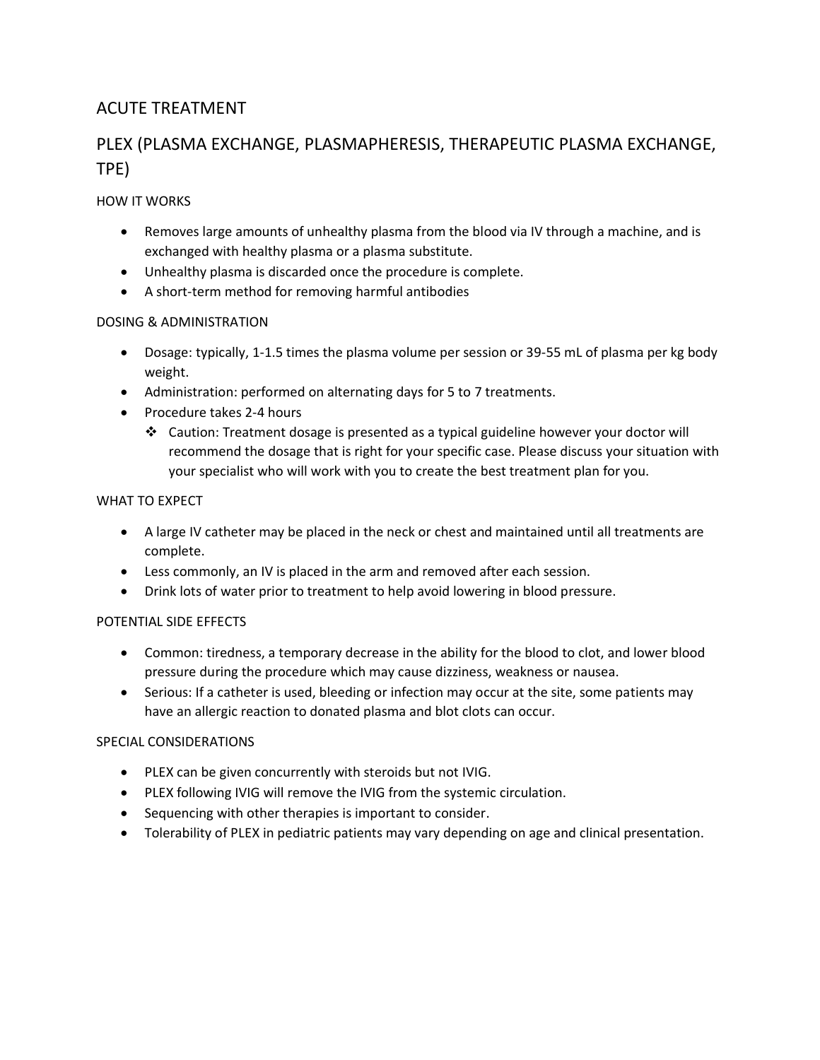# ACUTE TREATMENT

## PLEX (PLASMA EXCHANGE, PLASMAPHERESIS, THERAPEUTIC PLASMA EXCHANGE, TPE)

### HOW IT WORKS

- Removes large amounts of unhealthy plasma from the blood via IV through a machine, and is exchanged with healthy plasma or a plasma substitute.
- Unhealthy plasma is discarded once the procedure is complete.
- A short-term method for removing harmful antibodies

### DOSING & ADMINISTRATION

- Dosage: typically, 1-1.5 times the plasma volume per session or 39-55 mL of plasma per kg body weight.
- Administration: performed on alternating days for 5 to 7 treatments.
- Procedure takes 2-4 hours
  - Caution: Treatment dosage is presented as a typical guideline however your doctor will recommend the dosage that is right for your specific case. Please discuss your situation with your specialist who will work with you to create the best treatment plan for you.

### WHAT TO EXPECT

- A large IV catheter may be placed in the neck or chest and maintained until all treatments are complete.
- Less commonly, an IV is placed in the arm and removed after each session.
- Drink lots of water prior to treatment to help avoid lowering in blood pressure.

### POTENTIAL SIDE EFFECTS

- Common: tiredness, a temporary decrease in the ability for the blood to clot, and lower blood pressure during the procedure which may cause dizziness, weakness or nausea.
- Serious: If a catheter is used, bleeding or infection may occur at the site, some patients may have an allergic reaction to donated plasma and blot clots can occur.

### SPECIAL CONSIDERATIONS

- PLEX can be given concurrently with steroids but not IVIG.
- PLEX following IVIG will remove the IVIG from the systemic circulation.
- Sequencing with other therapies is important to consider.
- Tolerability of PLEX in pediatric patients may vary depending on age and clinical presentation.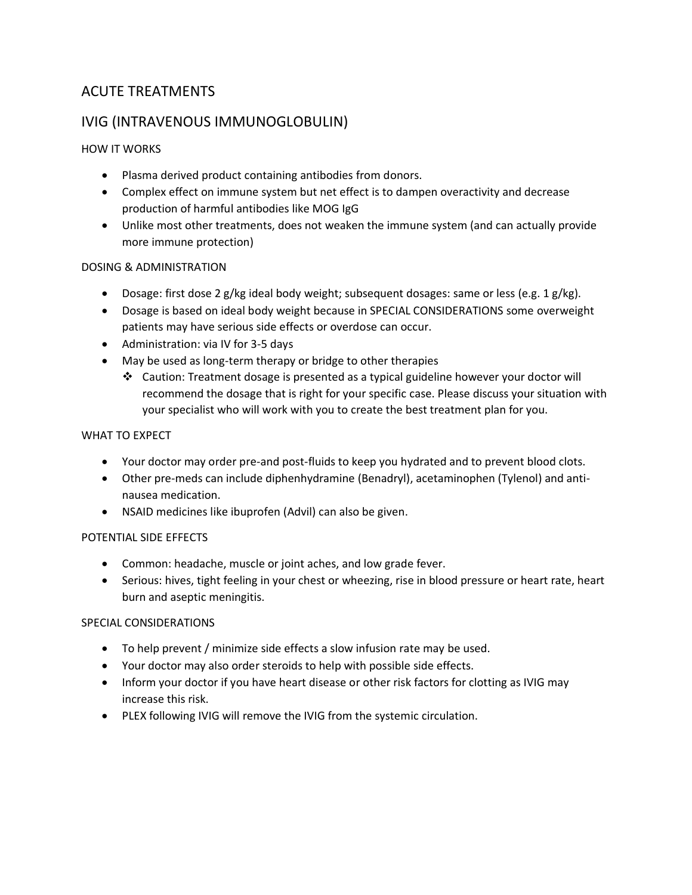# ACUTE TREATMENTS

## IVIG (INTRAVENOUS IMMUNOGLOBULIN)

### HOW IT WORKS

- Plasma derived product containing antibodies from donors.
- Complex effect on immune system but net effect is to dampen overactivity and decrease production of harmful antibodies like MOG IgG
- Unlike most other treatments, does not weaken the immune system (and can actually provide more immune protection)

### DOSING & ADMINISTRATION

- Dosage: first dose 2 g/kg ideal body weight; subsequent dosages: same or less (e.g. 1 g/kg).
- Dosage is based on ideal body weight because in SPECIAL CONSIDERATIONS some overweight patients may have serious side effects or overdose can occur.
- Administration: via IV for 3-5 days
- May be used as long-term therapy or bridge to other therapies
  - ❖ Caution: Treatment dosage is presented as a typical guideline however your doctor will recommend the dosage that is right for your specific case. Please discuss your situation with your specialist who will work with you to create the best treatment plan for you.

### WHAT TO EXPECT

- Your doctor may order pre-and post-fluids to keep you hydrated and to prevent blood clots.
- Other pre-meds can include diphenhydramine (Benadryl), acetaminophen (Tylenol) and anti-nausea medication.
- NSAID medicines like ibuprofen (Advil) can also be given.

### POTENTIAL SIDE EFFECTS

- Common: headache, muscle or joint aches, and low grade fever.
- Serious: hives, tight feeling in your chest or wheezing, rise in blood pressure or heart rate, heart burn and aseptic meningitis.

### SPECIAL CONSIDERATIONS

- To help prevent / minimize side effects a slow infusion rate may be used.
- Your doctor may also order steroids to help with possible side effects.
- Inform your doctor if you have heart disease or other risk factors for clotting as IVIG may increase this risk.
- PLEX following IVIG will remove the IVIG from the systemic circulation.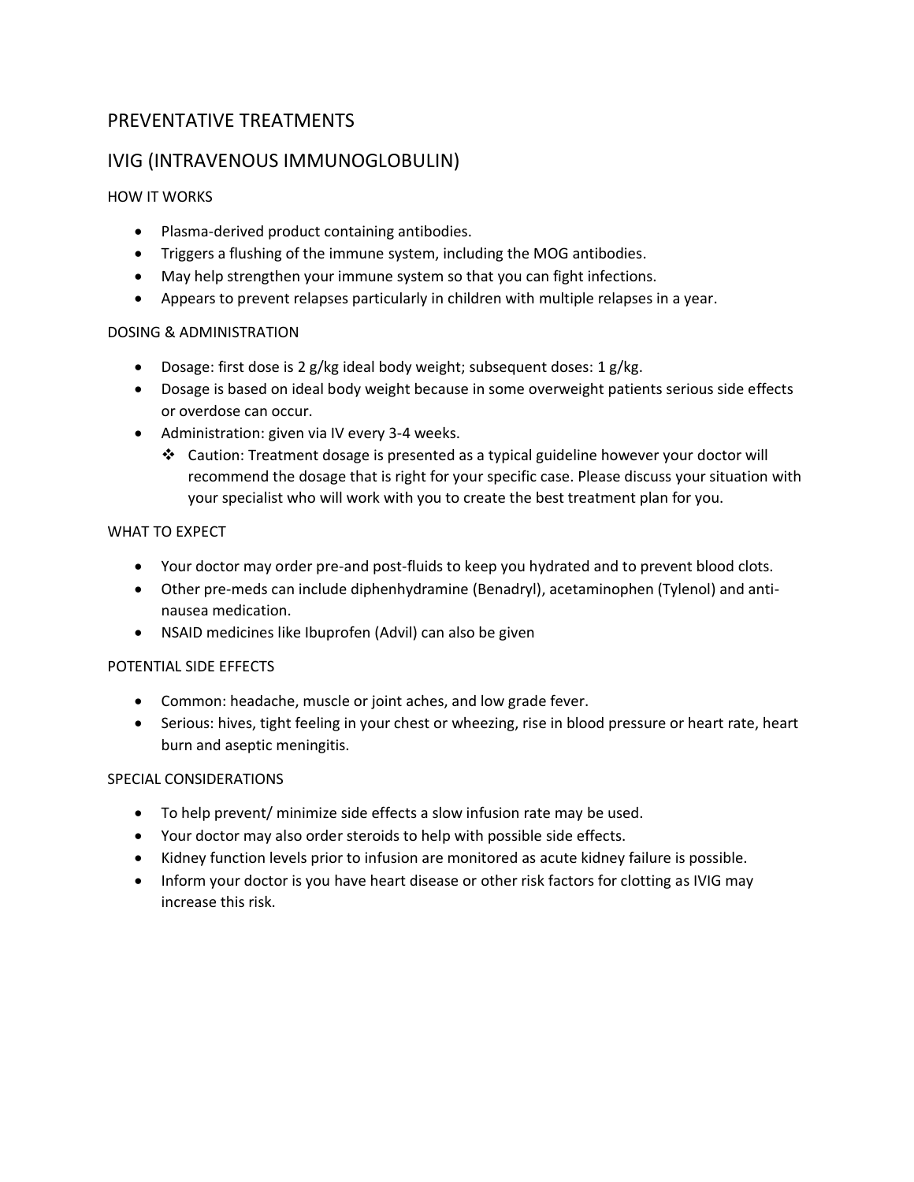# PREVENTATIVE TREATMENTS

## IVIG (INTRAVENOUS IMMUNOGLOBULIN)

### HOW IT WORKS

- Plasma-derived product containing antibodies.
- Triggers a flushing of the immune system, including the MOG antibodies.
- May help strengthen your immune system so that you can fight infections.
- Appears to prevent relapses particularly in children with multiple relapses in a year.

### DOSING & ADMINISTRATION

- Dosage: first dose is 2 g/kg ideal body weight; subsequent doses: 1 g/kg.
- Dosage is based on ideal body weight because in some overweight patients serious side effects or overdose can occur.
- Administration: given via IV every 3-4 weeks.
  - ❖ Caution: Treatment dosage is presented as a typical guideline however your doctor will recommend the dosage that is right for your specific case. Please discuss your situation with your specialist who will work with you to create the best treatment plan for you.

### WHAT TO EXPECT

- Your doctor may order pre-and post-fluids to keep you hydrated and to prevent blood clots.
- Other pre-meds can include diphenhydramine (Benadryl), acetaminophen (Tylenol) and anti-nausea medication.
- NSAID medicines like Ibuprofen (Advil) can also be given

### POTENTIAL SIDE EFFECTS

- Common: headache, muscle or joint aches, and low grade fever.
- Serious: hives, tight feeling in your chest or wheezing, rise in blood pressure or heart rate, heart burn and aseptic meningitis.

### SPECIAL CONSIDERATIONS

- To help prevent/ minimize side effects a slow infusion rate may be used.
- Your doctor may also order steroids to help with possible side effects.
- Kidney function levels prior to infusion are monitored as acute kidney failure is possible.
- Inform your doctor is you have heart disease or other risk factors for clotting as IVIG may increase this risk.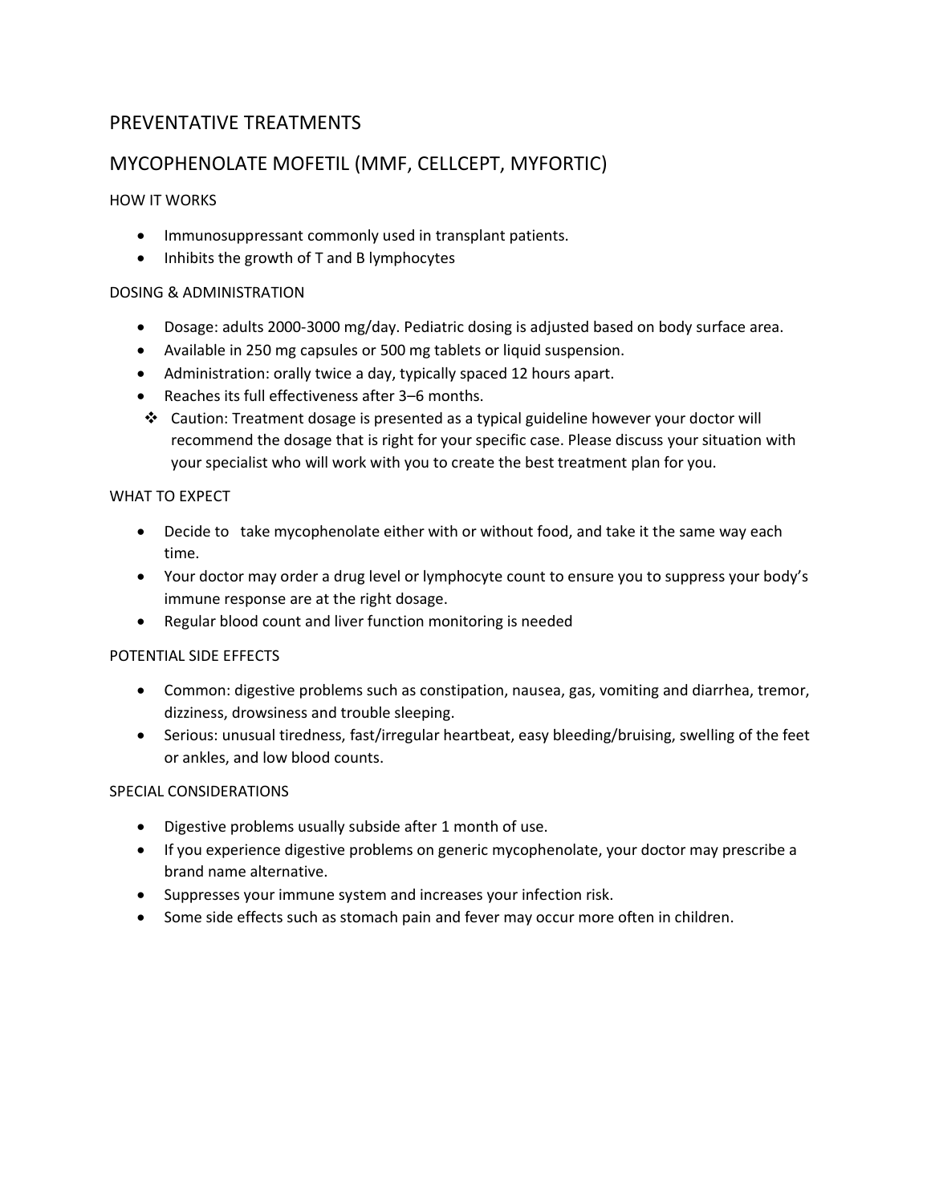## PREVENTATIVE TREATMENTS

## MYCOPHENOLATE MOFETIL (MMF, CELLCEPT, MYFORTIC)

### HOW IT WORKS

- Immunosuppressant commonly used in transplant patients.
- Inhibits the growth of T and B lymphocytes

### DOSING & ADMINISTRATION

- Dosage: adults 2000-3000 mg/day. Pediatric dosing is adjusted based on body surface area.
- Available in 250 mg capsules or 500 mg tablets or liquid suspension.
- Administration: orally twice a day, typically spaced 12 hours apart.
- Reaches its full effectiveness after 3–6 months.

❖ Caution: Treatment dosage is presented as a typical guideline however your doctor will recommend the dosage that is right for your specific case. Please discuss your situation with your specialist who will work with you to create the best treatment plan for you.

### WHAT TO EXPECT

- Decide to take mycophenolate either with or without food, and take it the same way each time.
- Your doctor may order a drug level or lymphocyte count to ensure you to suppress your body's immune response are at the right dosage.
- Regular blood count and liver function monitoring is needed

### POTENTIAL SIDE EFFECTS

- Common: digestive problems such as constipation, nausea, gas, vomiting and diarrhea, tremor, dizziness, drowsiness and trouble sleeping.
- Serious: unusual tiredness, fast/irregular heartbeat, easy bleeding/bruising, swelling of the feet or ankles, and low blood counts.

### SPECIAL CONSIDERATIONS

- Digestive problems usually subside after 1 month of use.
- If you experience digestive problems on generic mycophenolate, your doctor may prescribe a brand name alternative.
- Suppresses your immune system and increases your infection risk.
- Some side effects such as stomach pain and fever may occur more often in children.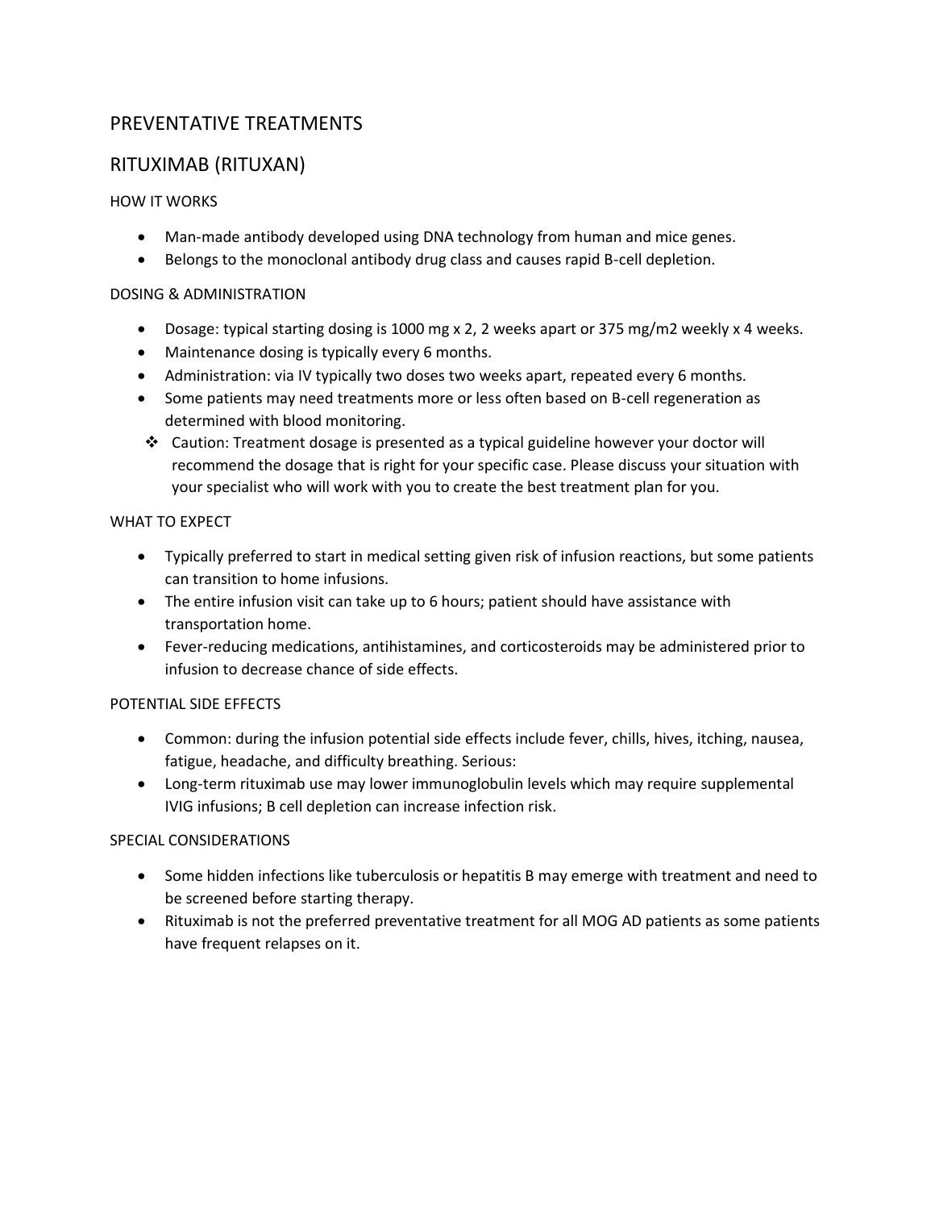# PREVENTATIVE TREATMENTS

## RITUXIMAB (RITUXAN)

### HOW IT WORKS

- Man-made antibody developed using DNA technology from human and mice genes.
- Belongs to the monoclonal antibody drug class and causes rapid B-cell depletion.

### DOSING & ADMINISTRATION

- Dosage: typical starting dosing is 1000 mg x 2, 2 weeks apart or 375 mg/m2 weekly x 4 weeks.
- Maintenance dosing is typically every 6 months.
- Administration: via IV typically two doses two weeks apart, repeated every 6 months.
- Some patients may need treatments more or less often based on B-cell regeneration as determined with blood monitoring.
- ❖ Caution: Treatment dosage is presented as a typical guideline however your doctor will recommend the dosage that is right for your specific case. Please discuss your situation with your specialist who will work with you to create the best treatment plan for you.

### WHAT TO EXPECT

- Typically preferred to start in medical setting given risk of infusion reactions, but some patients can transition to home infusions.
- The entire infusion visit can take up to 6 hours; patient should have assistance with transportation home.
- Fever-reducing medications, antihistamines, and corticosteroids may be administered prior to infusion to decrease chance of side effects.

### POTENTIAL SIDE EFFECTS

- Common: during the infusion potential side effects include fever, chills, hives, itching, nausea, fatigue, headache, and difficulty breathing. Serious:
- Long-term rituximab use may lower immunoglobulin levels which may require supplemental IVIG infusions; B cell depletion can increase infection risk.

### SPECIAL CONSIDERATIONS

- Some hidden infections like tuberculosis or hepatitis B may emerge with treatment and need to be screened before starting therapy.
- Rituximab is not the preferred preventative treatment for all MOG AD patients as some patients have frequent relapses on it.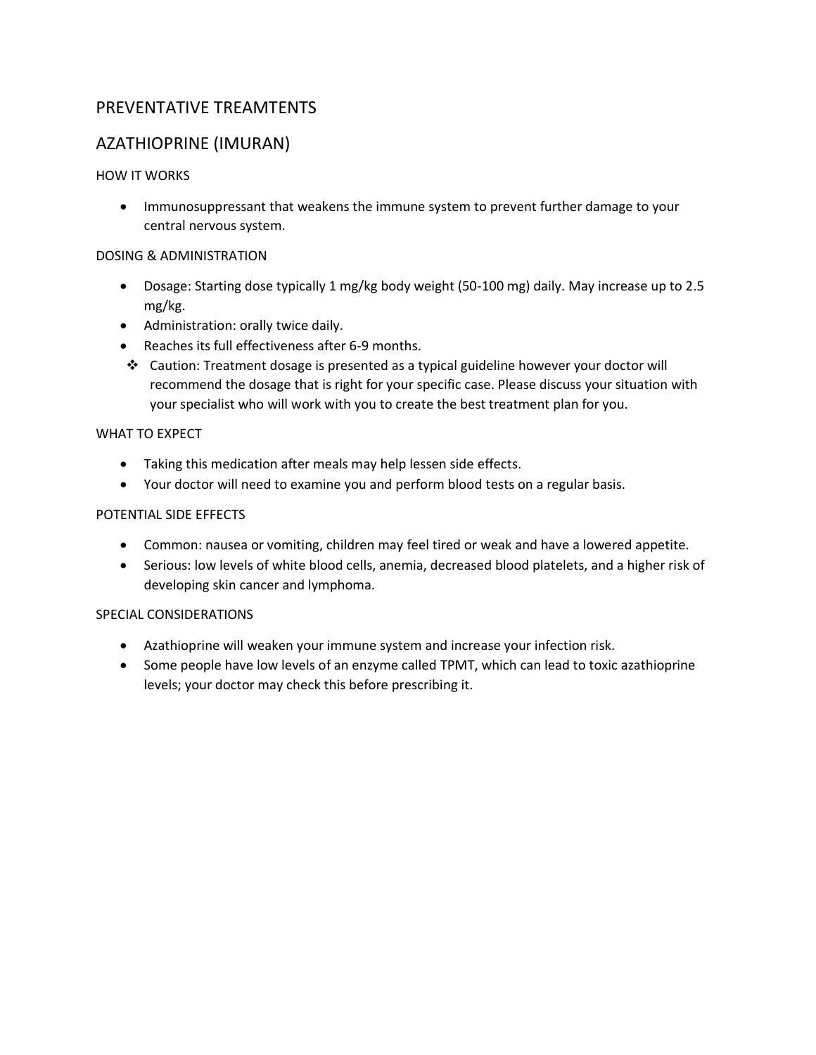# PREVENTATIVE TREAMTENTS

## AZATHIOPRINE (IMURAN)

### HOW IT WORKS

- Immunosuppressant that weakens the immune system to prevent further damage to your central nervous system.

### DOSING & ADMINISTRATION

- Dosage: Starting dose typically 1 mg/kg body weight (50-100 mg) daily. May increase up to 2.5 mg/kg.
- Administration: orally twice daily.
- Reaches its full effectiveness after 6-9 months.

❖ Caution: Treatment dosage is presented as a typical guideline however your doctor will recommend the dosage that is right for your specific case. Please discuss your situation with your specialist who will work with you to create the best treatment plan for you.

### WHAT TO EXPECT

- Taking this medication after meals may help lessen side effects.
- Your doctor will need to examine you and perform blood tests on a regular basis.

### POTENTIAL SIDE EFFECTS

- Common: nausea or vomiting, children may feel tired or weak and have a lowered appetite.
- Serious: low levels of white blood cells, anemia, decreased blood platelets, and a higher risk of developing skin cancer and lymphoma.

### SPECIAL CONSIDERATIONS

- Azathioprine will weaken your immune system and increase your infection risk.
- Some people have low levels of an enzyme called TPMT, which can lead to toxic azathioprine levels; your doctor may check this before prescribing it.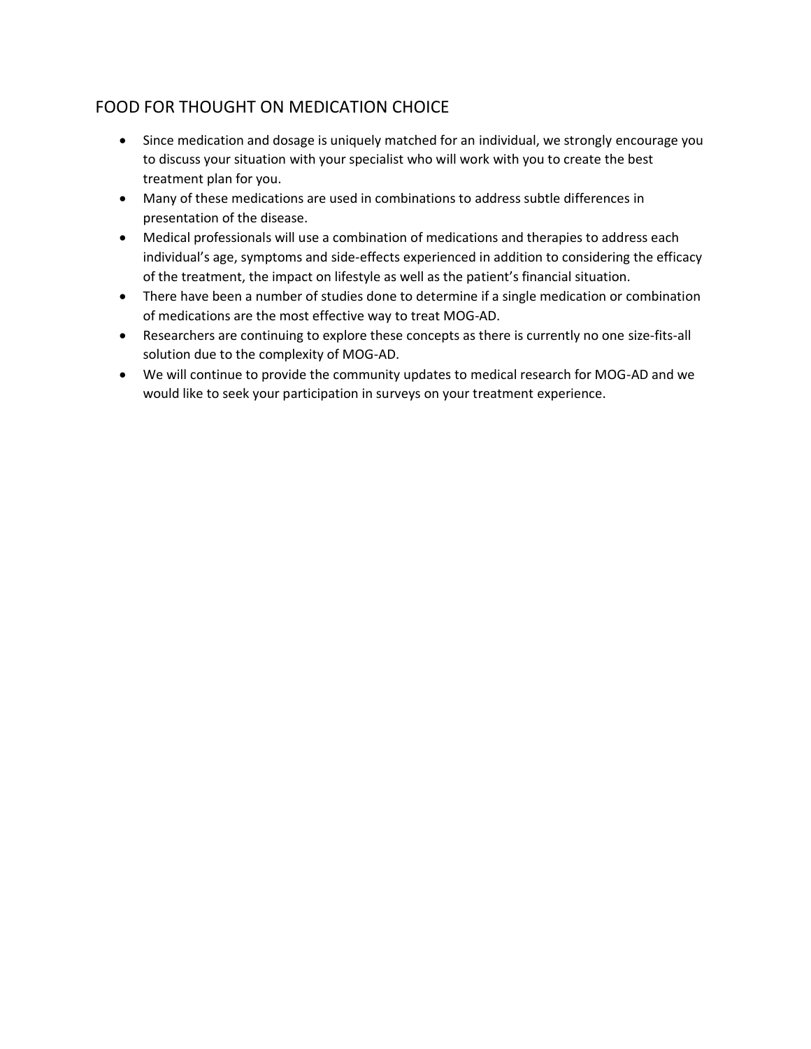## FOOD FOR THOUGHT ON MEDICATION CHOICE

- Since medication and dosage is uniquely matched for an individual, we strongly encourage you to discuss your situation with your specialist who will work with you to create the best treatment plan for you.
- Many of these medications are used in combinations to address subtle differences in presentation of the disease.
- Medical professionals will use a combination of medications and therapies to address each individual's age, symptoms and side-effects experienced in addition to considering the efficacy of the treatment, the impact on lifestyle as well as the patient's financial situation.
- There have been a number of studies done to determine if a single medication or combination of medications are the most effective way to treat MOG-AD.
- Researchers are continuing to explore these concepts as there is currently no one size-fits-all solution due to the complexity of MOG-AD.
- We will continue to provide the community updates to medical research for MOG-AD and we would like to seek your participation in surveys on your treatment experience.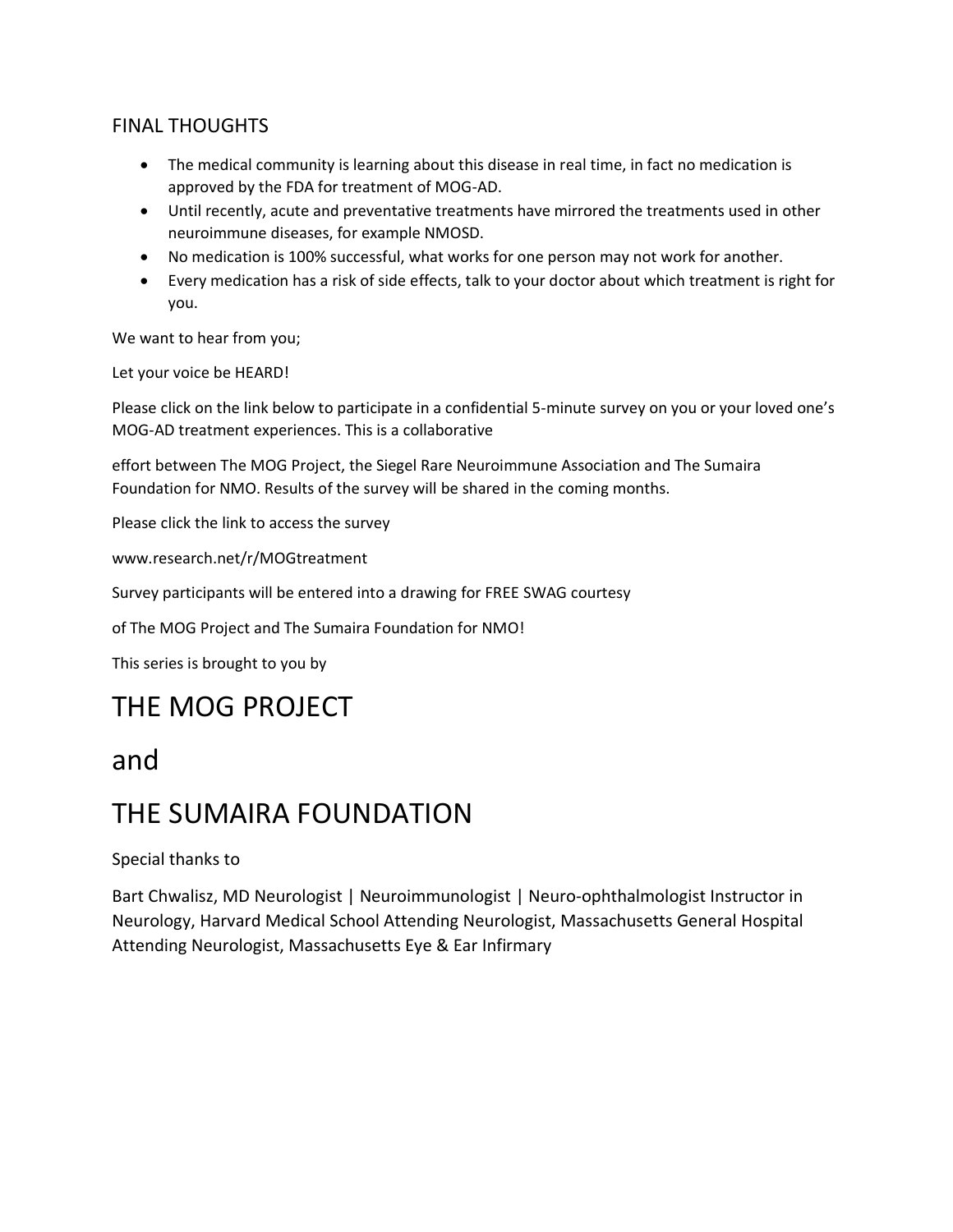## FINAL THOUGHTS

- The medical community is learning about this disease in real time, in fact no medication is approved by the FDA for treatment of MOG-AD.
- Until recently, acute and preventative treatments have mirrored the treatments used in other neuroimmune diseases, for example NMOSD.
- No medication is 100% successful, what works for one person may not work for another.
- Every medication has a risk of side effects, talk to your doctor about which treatment is right for you.

We want to hear from you;

Let your voice be HEARD!

Please click on the link below to participate in a confidential 5-minute survey on you or your loved one's MOG-AD treatment experiences. This is a collaborative

effort between The MOG Project, the Siegel Rare Neuroimmune Association and The Sumaira Foundation for NMO. Results of the survey will be shared in the coming months.

Please click the link to access the survey

www.research.net/r/MOGtreatment

Survey participants will be entered into a drawing for FREE SWAG courtesy

of The MOG Project and The Sumaira Foundation for NMO!

This series is brought to you by

# THE MOG PROJECT

# and

# THE SUMAIRA FOUNDATION

Special thanks to

Bart Chwalisz, MD Neurologist | Neuroimmunologist | Neuro-ophthalmologist Instructor in Neurology, Harvard Medical School Attending Neurologist, Massachusetts General Hospital Attending Neurologist, Massachusetts Eye & Ear Infirmary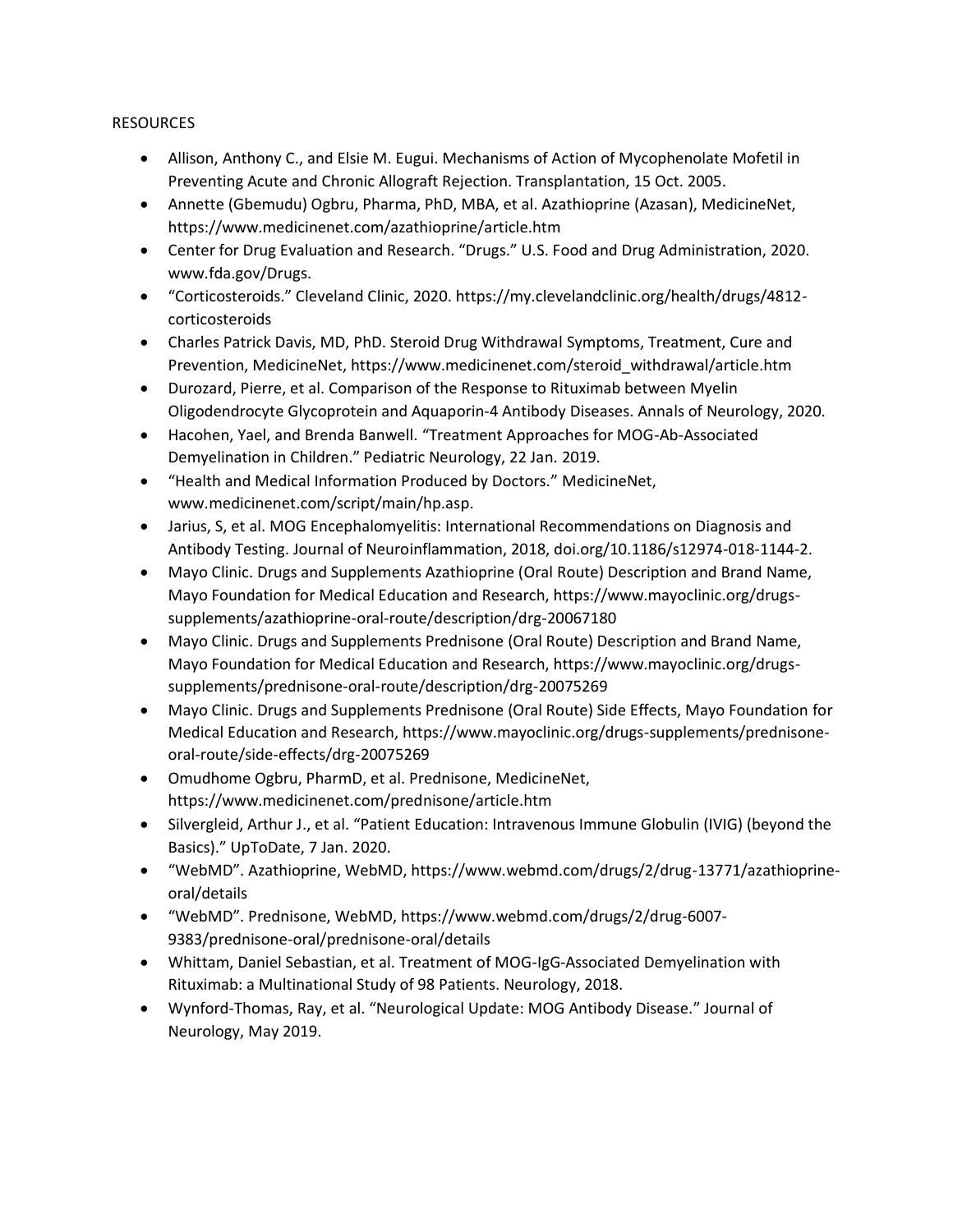RESOURCES

- Allison, Anthony C., and Elsie M. Eugui. Mechanisms of Action of Mycophenolate Mofetil in Preventing Acute and Chronic Allograft Rejection. Transplantation, 15 Oct. 2005.
- Annette (Gbemudu) Ogbru, Pharma, PhD, MBA, et al. Azathioprine (Azasan), MedicineNet, https://www.medicinenet.com/azathioprine/article.htm
- Center for Drug Evaluation and Research. "Drugs." U.S. Food and Drug Administration, 2020. www.fda.gov/Drugs.
- "Corticosteroids." Cleveland Clinic, 2020. https://my.clevelandclinic.org/health/drugs/4812-corticosteroids
- Charles Patrick Davis, MD, PhD. Steroid Drug Withdrawal Symptoms, Treatment, Cure and Prevention, MedicineNet, https://www.medicinenet.com/steroid_withdrawal/article.htm
- Durozard, Pierre, et al. Comparison of the Response to Rituximab between Myelin Oligodendrocyte Glycoprotein and Aquaporin-4 Antibody Diseases. Annals of Neurology, 2020.
- Hacohen, Yael, and Brenda Banwell. "Treatment Approaches for MOG-Ab-Associated Demyelination in Children." Pediatric Neurology, 22 Jan. 2019.
- "Health and Medical Information Produced by Doctors." MedicineNet, www.medicinenet.com/script/main/hp.asp.
- Jarius, S, et al. MOG Encephalomyelitis: International Recommendations on Diagnosis and Antibody Testing. Journal of Neuroinflammation, 2018, doi.org/10.1186/s12974-018-1144-2.
- Mayo Clinic. Drugs and Supplements Azathioprine (Oral Route) Description and Brand Name, Mayo Foundation for Medical Education and Research, https://www.mayoclinic.org/drugs-supplements/azathioprine-oral-route/description/drg-20067180
- Mayo Clinic. Drugs and Supplements Prednisone (Oral Route) Description and Brand Name, Mayo Foundation for Medical Education and Research, https://www.mayoclinic.org/drugs-supplements/prednisone-oral-route/description/drg-20075269
- Mayo Clinic. Drugs and Supplements Prednisone (Oral Route) Side Effects, Mayo Foundation for Medical Education and Research, https://www.mayoclinic.org/drugs-supplements/prednisone-oral-route/side-effects/drg-20075269
- Omudhome Ogbru, PharmD, et al. Prednisone, MedicineNet, https://www.medicinenet.com/prednisone/article.htm
- Silvergleid, Arthur J., et al. "Patient Education: Intravenous Immune Globulin (IVIG) (beyond the Basics)." UpToDate, 7 Jan. 2020.
- "WebMD". Azathioprine, WebMD, https://www.webmd.com/drugs/2/drug-13771/azathioprine-oral/details
- "WebMD". Prednisone, WebMD, https://www.webmd.com/drugs/2/drug-6007-9383/prednisone-oral/prednisone-oral/details
- Whittam, Daniel Sebastian, et al. Treatment of MOG-IgG-Associated Demyelination with Rituximab: a Multinational Study of 98 Patients. Neurology, 2018.
- Wynford-Thomas, Ray, et al. "Neurological Update: MOG Antibody Disease." Journal of Neurology, May 2019.